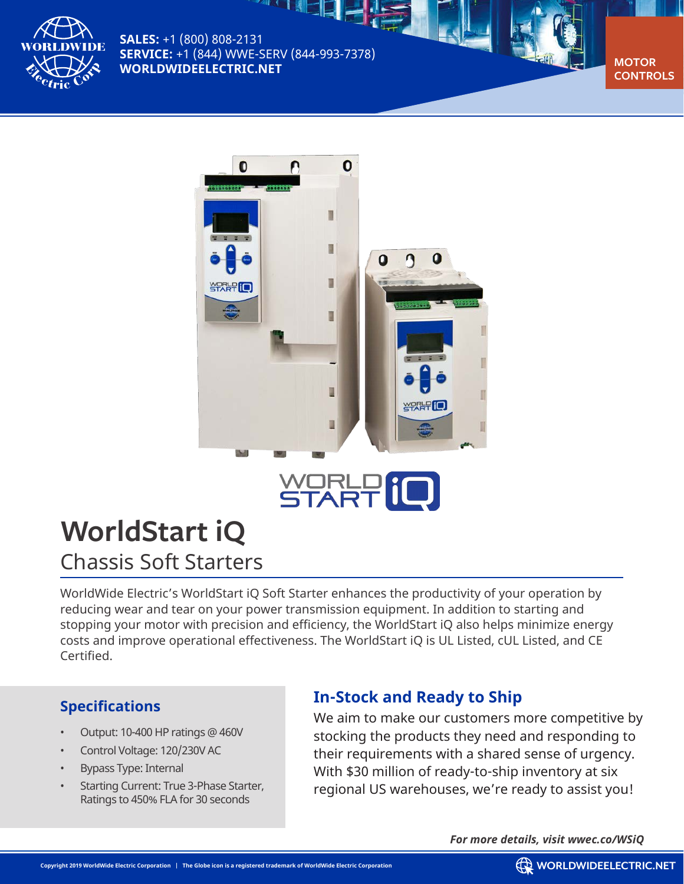**SALES:** +1 (800) 808-2131
**SERVICE:** +1 (844) WWE-SERV (844-993-7378)
**WORLDWIDEELECTRIC.NET**

MOTOR CONTROLS

# WorldStart iQ

## Chassis Soft Starters

WorldWide Electric's WorldStart iQ Soft Starter enhances the productivity of your operation by reducing wear and tear on your power transmission equipment. In addition to starting and stopping your motor with precision and efficiency, the WorldStart iQ also helps minimize energy costs and improve operational effectiveness. The WorldStart iQ is UL Listed, cUL Listed, and CE Certified.

### Specifications

- Output: 10-400 HP ratings @ 460V
- Control Voltage: 120/230V AC
- Bypass Type: Internal
- Starting Current: True 3-Phase Starter, Ratings to 450% FLA for 30 seconds

### In-Stock and Ready to Ship

We aim to make our customers more competitive by stocking the products they need and responding to their requirements with a shared sense of urgency. With $30 million of ready-to-ship inventory at six regional US warehouses, we're ready to assist you!

***For more details, visit wwec.co/WSiQ***

Copyright 2019 WorldWide Electric Corporation | The Globe icon is a registered trademark of WorldWide Electric Corporation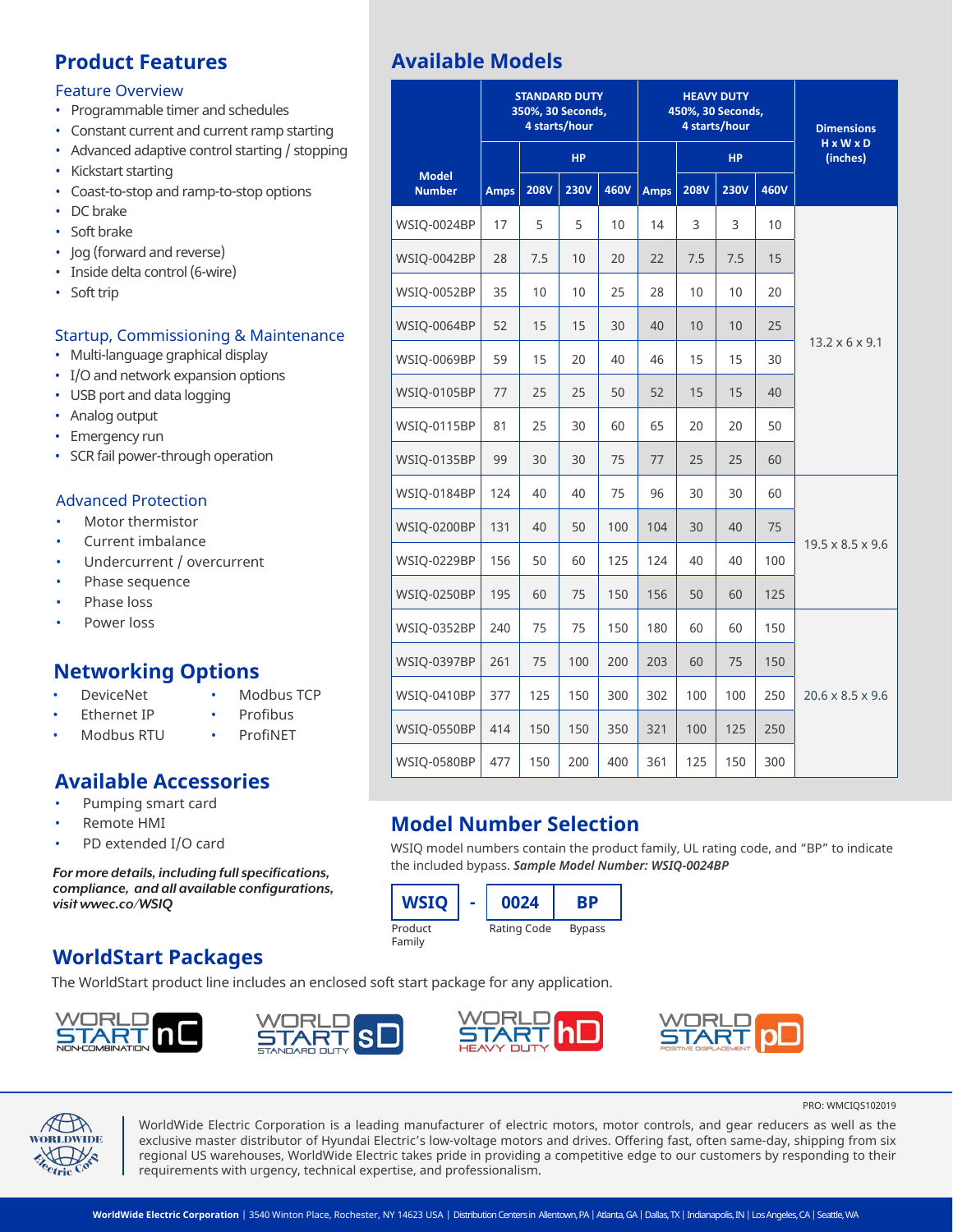## Product Features

### Feature Overview

- Programmable timer and schedules
- Constant current and current ramp starting
- Advanced adaptive control starting / stopping
- Kickstart starting
- Coast-to-stop and ramp-to-stop options
- DC brake
- Soft brake
- Jog (forward and reverse)
- Inside delta control (6-wire)
- Soft trip

### Startup, Commissioning & Maintenance

- Multi-language graphical display
- I/O and network expansion options
- USB port and data logging
- Analog output
- Emergency run
- SCR fail power-through operation

### Advanced Protection

- Motor thermistor
- Current imbalance
- Undercurrent / overcurrent
- Phase sequence
- Phase loss
- Power loss

## Networking Options

- DeviceNet
- Ethernet IP
- Modbus RTU
- Modbus TCP
- Profibus
- ProfiNET

## Available Accessories

- Pumping smart card
- Remote HMI
- PD extended I/O card

***For more details, including full specifications, compliance, and all available configurations, visit wwec.co/WSIQ***

## Available Models

| Model Number | STANDARD DUTY 350%, 30 Seconds, 4 starts/hour | | | | HEAVY DUTY 450%, 30 Seconds, 4 starts/hour | | | | Dimensions H x W x D (inches) |
|---|---|---|---|---|---|---|---|---|---|
| | Amps | HP | | | Amps | HP | | | |
| | | 208V | 230V | 460V | | 208V | 230V | 460V | |
| WSIQ-0024BP | 17 | 5 | 5 | 10 | 14 | 3 | 3 | 10 | 13.2 x 6 x 9.1 |
| WSIQ-0042BP | 28 | 7.5 | 10 | 20 | 22 | 7.5 | 7.5 | 15 | 13.2 x 6 x 9.1 |
| WSIQ-0052BP | 35 | 10 | 10 | 25 | 28 | 10 | 10 | 20 | 13.2 x 6 x 9.1 |
| WSIQ-0064BP | 52 | 15 | 15 | 30 | 40 | 10 | 10 | 25 | 13.2 x 6 x 9.1 |
| WSIQ-0069BP | 59 | 15 | 20 | 40 | 46 | 15 | 15 | 30 | 13.2 x 6 x 9.1 |
| WSIQ-0105BP | 77 | 25 | 25 | 50 | 52 | 15 | 15 | 40 | 13.2 x 6 x 9.1 |
| WSIQ-0115BP | 81 | 25 | 30 | 60 | 65 | 20 | 20 | 50 | 13.2 x 6 x 9.1 |
| WSIQ-0135BP | 99 | 30 | 30 | 75 | 77 | 25 | 25 | 60 | 13.2 x 6 x 9.1 |
| WSIQ-0184BP | 124 | 40 | 40 | 75 | 96 | 30 | 30 | 60 | 19.5 x 8.5 x 9.6 |
| WSIQ-0200BP | 131 | 40 | 50 | 100 | 104 | 30 | 40 | 75 | 19.5 x 8.5 x 9.6 |
| WSIQ-0229BP | 156 | 50 | 60 | 125 | 124 | 40 | 40 | 100 | 19.5 x 8.5 x 9.6 |
| WSIQ-0250BP | 195 | 60 | 75 | 150 | 156 | 50 | 60 | 125 | 19.5 x 8.5 x 9.6 |
| WSIQ-0352BP | 240 | 75 | 75 | 150 | 180 | 60 | 60 | 150 | 20.6 x 8.5 x 9.6 |
| WSIQ-0397BP | 261 | 75 | 100 | 200 | 203 | 60 | 75 | 150 | 20.6 x 8.5 x 9.6 |
| WSIQ-0410BP | 377 | 125 | 150 | 300 | 302 | 100 | 100 | 250 | 20.6 x 8.5 x 9.6 |
| WSIQ-0550BP | 414 | 150 | 150 | 350 | 321 | 100 | 125 | 250 | 20.6 x 8.5 x 9.6 |
| WSIQ-0580BP | 477 | 150 | 200 | 400 | 361 | 125 | 150 | 300 | 20.6 x 8.5 x 9.6 |

## Model Number Selection

WSIQ model numbers contain the product family, UL rating code, and "BP" to indicate the included bypass. ***Sample Model Number: WSIQ-0024BP***

| WSIQ | - | 0024 | BP |
|---|---|---|---|
| Product Family | | Rating Code | Bypass |

## WorldStart Packages

The WorldStart product line includes an enclosed soft start package for any application.

WORLD START nC NON-COMBINATION

WORLD START sD STANDARD DUTY

WORLD START hD HEAVY DUTY

WORLD START pD POSITIVE DISPLACEMENT

PRO: WMCIQS102019

WorldWide Electric Corporation is a leading manufacturer of electric motors, motor controls, and gear reducers as well as the exclusive master distributor of Hyundai Electric's low-voltage motors and drives. Offering fast, often same-day, shipping from six regional US warehouses, WorldWide Electric takes pride in providing a competitive edge to our customers by responding to their requirements with urgency, technical expertise, and professionalism.

**WorldWide Electric Corporation** | 3540 Winton Place, Rochester, NY 14623 USA | Distribution Centers in Allentown, PA | Atlanta, GA | Dallas, TX | Indianapolis, IN | Los Angeles, CA | Seattle, WA